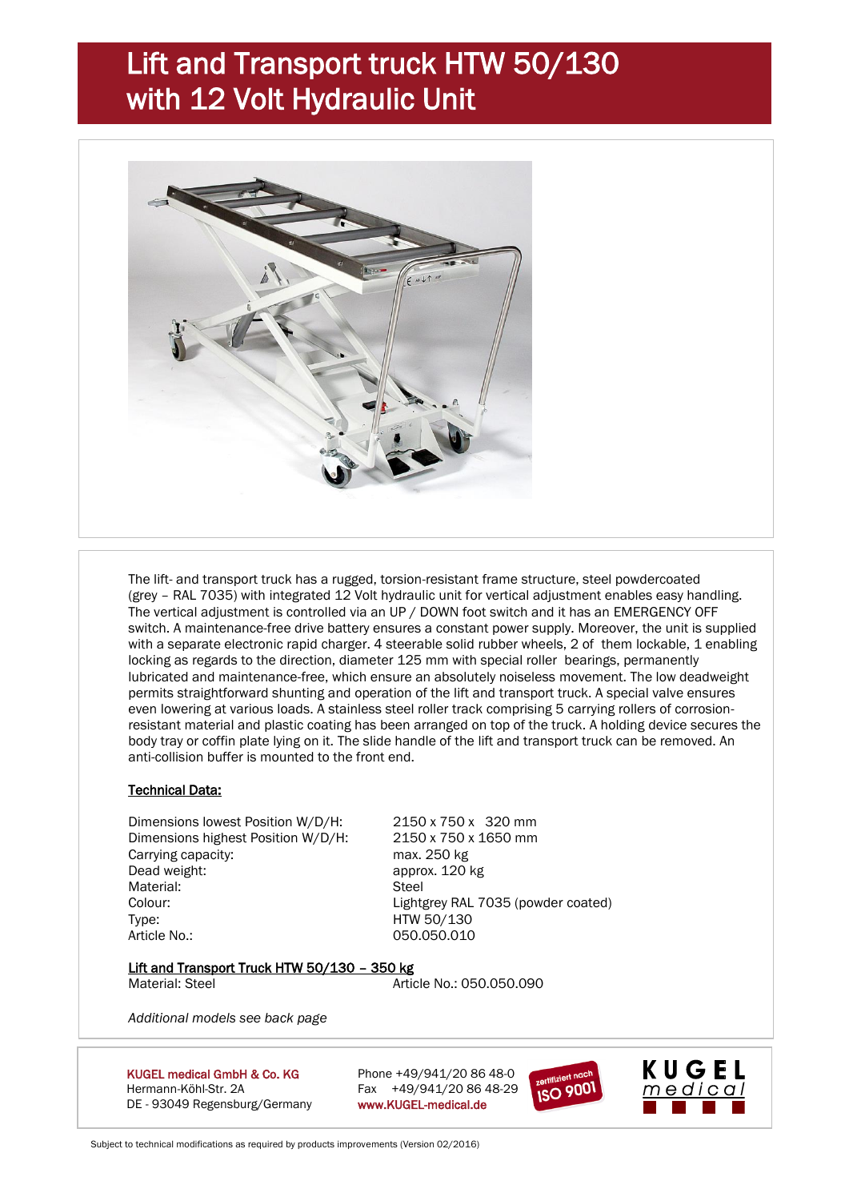# Lift and Transport truck HTW 50/130 with 12 Volt Hydraulic Unit

The lift- and transport truck has a rugged, torsion-resistant frame structure, steel powdercoated (grey – RAL 7035) with integrated 12 Volt hydraulic unit for vertical adjustment enables easy handling. The vertical adjustment is controlled via an UP / DOWN foot switch and it has an EMERGENCY OFF switch. A maintenance-free drive battery ensures a constant power supply. Moreover, the unit is supplied with a separate electronic rapid charger. 4 steerable solid rubber wheels, 2 of them lockable, 1 enabling locking as regards to the direction, diameter 125 mm with special roller bearings, permanently lubricated and maintenance-free, which ensure an absolutely noiseless movement. The low deadweight permits straightforward shunting and operation of the lift and transport truck. A special valve ensures even lowering at various loads. A stainless steel roller track comprising 5 carrying rollers of corrosion-resistant material and plastic coating has been arranged on top of the truck. A holding device secures the body tray or coffin plate lying on it. The slide handle of the lift and transport truck can be removed. An anti-collision buffer is mounted to the front end.

**Technical Data:**

| | |
|---|---|
| Dimensions lowest Position W/D/H: | 2150 x 750 x 320 mm |
| Dimensions highest Position W/D/H: | 2150 x 750 x 1650 mm |
| Carrying capacity: | max. 250 kg |
| Dead weight: | approx. 120 kg |
| Material: | Steel |
| Colour: | Lightgrey RAL 7035 (powder coated) |
| Type: | HTW 50/130 |
| Article No.: | 050.050.010 |

**Lift and Transport Truck HTW 50/130 – 350 kg**

Material: Steel — Article No.: 050.050.090

*Additional models see back page*

**KUGEL medical GmbH & Co. KG**
Hermann-Köhl-Str. 2A
DE - 93049 Regensburg/Germany

Phone +49/941/20 86 48-0
Fax +49/941/20 86 48-29
www.KUGEL-medical.de

zertifiziert nach ISO 9001

KUGEL medical

Subject to technical modifications as required by products improvements (Version 02/2016)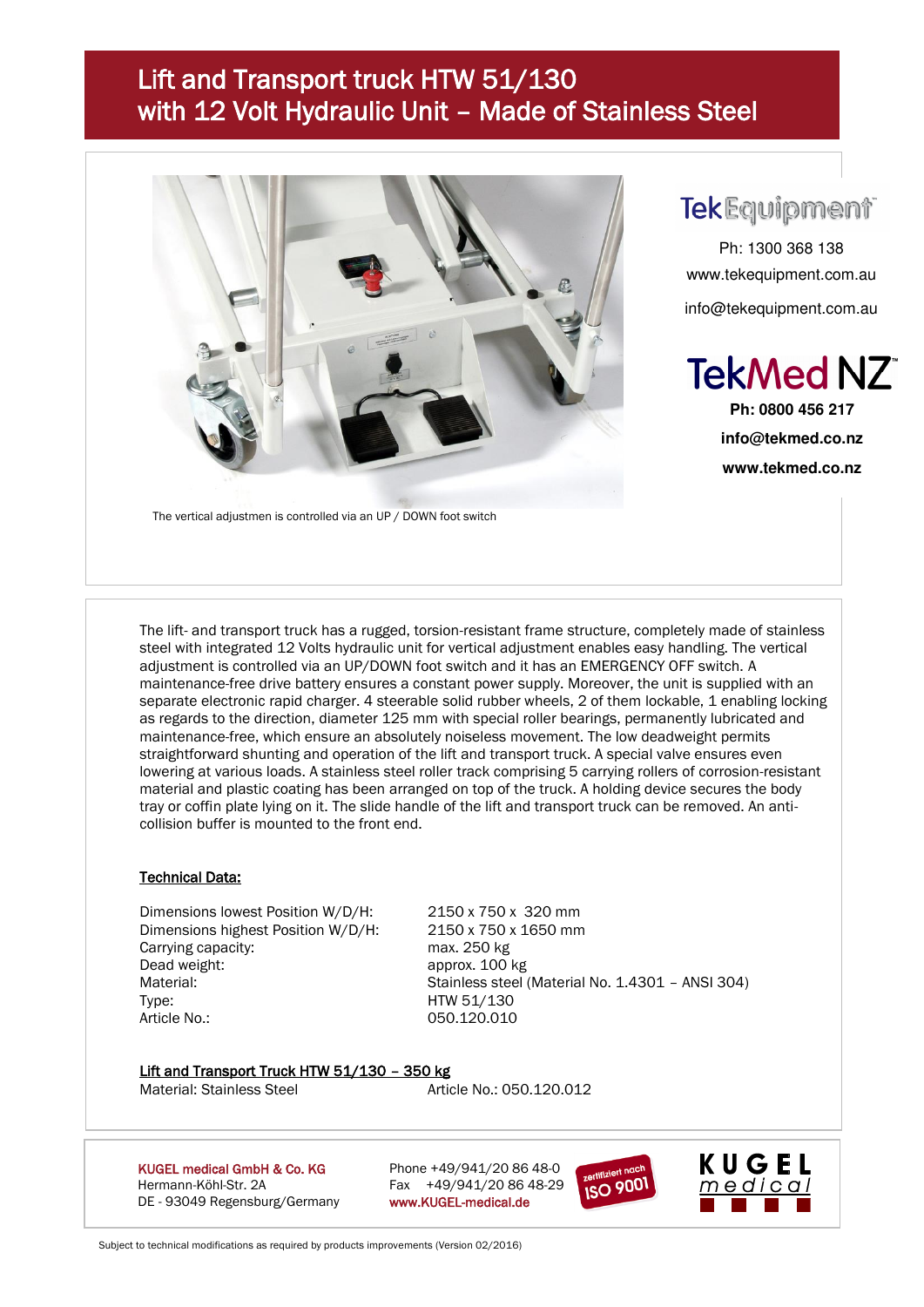# Lift and Transport truck HTW 51/130 with 12 Volt Hydraulic Unit – Made of Stainless Steel

The vertical adjustmen is controlled via an UP / DOWN foot switch

**TekEquipment**

Ph: 1300 368 138

www.tekequipment.com.au

info@tekequipment.com.au

**TekMed NZ**

**Ph: 0800 456 217**

**info@tekmed.co.nz**

**www.tekmed.co.nz**

The lift- and transport truck has a rugged, torsion-resistant frame structure, completely made of stainless steel with integrated 12 Volts hydraulic unit for vertical adjustment enables easy handling. The vertical adjustment is controlled via an UP/DOWN foot switch and it has an EMERGENCY OFF switch. A maintenance-free drive battery ensures a constant power supply. Moreover, the unit is supplied with an separate electronic rapid charger. 4 steerable solid rubber wheels, 2 of them lockable, 1 enabling locking as regards to the direction, diameter 125 mm with special roller bearings, permanently lubricated and maintenance-free, which ensure an absolutely noiseless movement. The low deadweight permits straightforward shunting and operation of the lift and transport truck. A special valve ensures even lowering at various loads. A stainless steel roller track comprising 5 carrying rollers of corrosion-resistant material and plastic coating has been arranged on top of the truck. A holding device secures the body tray or coffin plate lying on it. The slide handle of the lift and transport truck can be removed. An anti-collision buffer is mounted to the front end.

## Technical Data:

| | |
|---|---|
| Dimensions lowest Position W/D/H: | 2150 x 750 x 320 mm |
| Dimensions highest Position W/D/H: | 2150 x 750 x 1650 mm |
| Carrying capacity: | max. 250 kg |
| Dead weight: | approx. 100 kg |
| Material: | Stainless steel (Material No. 1.4301 – ANSI 304) |
| Type: | HTW 51/130 |
| Article No.: | 050.120.010 |

## Lift and Transport Truck HTW 51/130 – 350 kg

Material: Stainless Steel — Article No.: 050.120.012

**KUGEL medical GmbH & Co. KG**
Hermann-Köhl-Str. 2A
DE - 93049 Regensburg/Germany

Phone +49/941/20 86 48-0
Fax +49/941/20 86 48-29
www.KUGEL-medical.de

zertifiziert nach ISO 9001

KUGEL medical

Subject to technical modifications as required by products improvements (Version 02/2016)